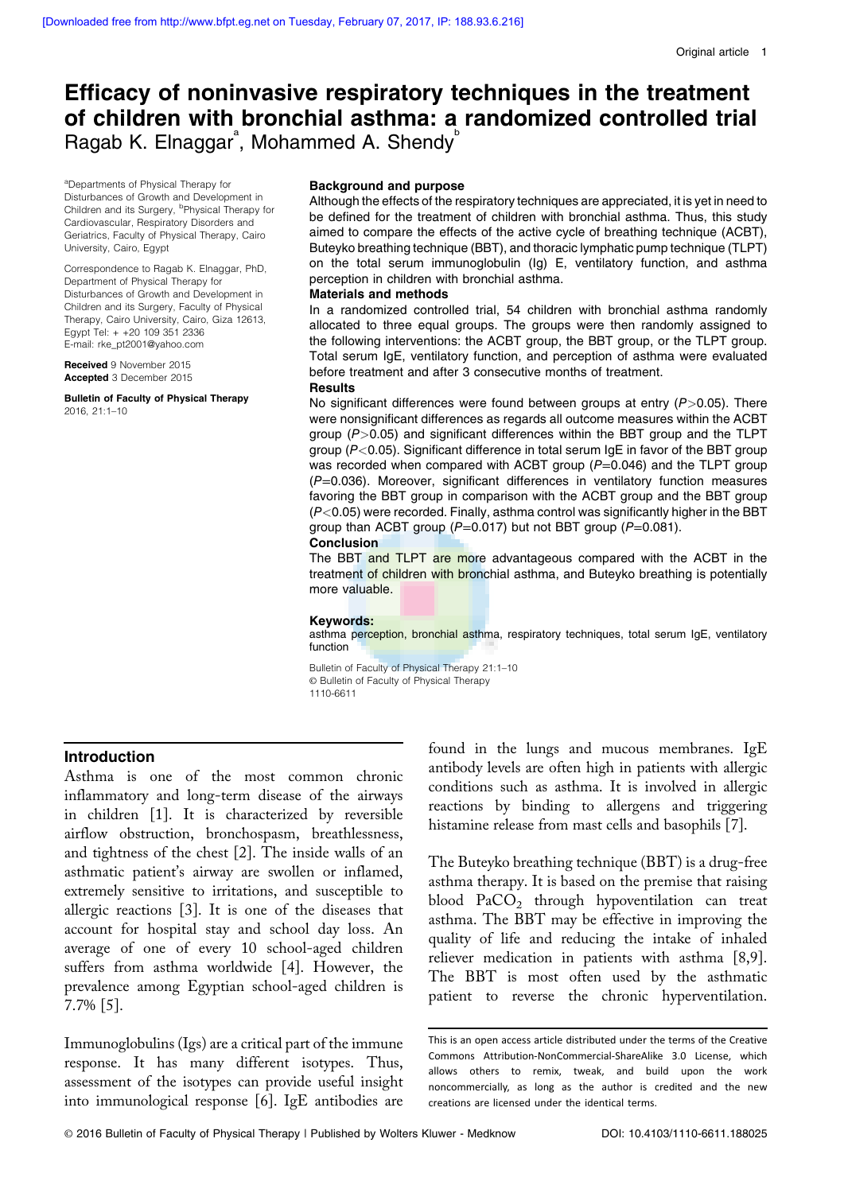# Efficacy of noninvasive respiratory techniques in the treatment of children with bronchial asthma: a randomized controlled trial

Ragab K. Elnaggar[a], Mohammed A. Shendy[b]

[a]Departments of Physical Therapy for Disturbances of Growth and Development in Children and its Surgery, [b]Physical Therapy for Cardiovascular, Respiratory Disorders and Geriatrics, Faculty of Physical Therapy, Cairo University, Cairo, Egypt

Correspondence to Ragab K. Elnaggar, PhD, Department of Physical Therapy for Disturbances of Growth and Development in Children and its Surgery, Faculty of Physical Therapy, Cairo University, Giza 12613, Egypt Tel: + +20 109 351 2336
E-mail: rke_pt2001@yahoo.com

**Received** 9 November 2015
**Accepted** 3 December 2015

**Bulletin of Faculty of Physical Therapy**
2016, 21:1–10

### Background and purpose

Although the effects of the respiratory techniques are appreciated, it is yet in need to be defined for the treatment of children with bronchial asthma. Thus, this study aimed to compare the effects of the active cycle of breathing technique (ACBT), Buteyko breathing technique (BBT), and thoracic lymphatic pump technique (TLPT) on the total serum immunoglobulin (Ig) E, ventilatory function, and asthma perception in children with bronchial asthma.

### Materials and methods

In a randomized controlled trial, 54 children with bronchial asthma randomly allocated to three equal groups. The groups were then randomly assigned to the following interventions: the ACBT group, the BBT group, or the TLPT group. Total serum IgE, ventilatory function, and perception of asthma were evaluated before treatment and after 3 consecutive months of treatment.

### Results

No significant differences were found between groups at entry ($P>0.05$). There were nonsignificant differences as regards all outcome measures within the ACBT group ($P>0.05$) and significant differences within the BBT group and the TLPT group ($P<0.05$). Significant difference in total serum IgE in favor of the BBT group was recorded when compared with ACBT group ($P=0.046$) and the TLPT group ($P=0.036$). Moreover, significant differences in ventilatory function measures favoring the BBT group in comparison with the ACBT group and the BBT group ($P<0.05$) were recorded. Finally, asthma control was significantly higher in the BBT group than ACBT group ($P=0.017$) but not BBT group ($P=0.081$).

### Conclusion

The BBT and TLPT are more advantageous compared with the ACBT in the treatment of children with bronchial asthma, and Buteyko breathing is potentially more valuable.

**Keywords:**
asthma perception, bronchial asthma, respiratory techniques, total serum IgE, ventilatory function

Bulletin of Faculty of Physical Therapy 21:1–10
© Bulletin of Faculty of Physical Therapy
1110-6611

## Introduction

Asthma is one of the most common chronic inflammatory and long-term disease of the airways in children [1]. It is characterized by reversible airflow obstruction, bronchospasm, breathlessness, and tightness of the chest [2]. The inside walls of an asthmatic patient's airway are swollen or inflamed, extremely sensitive to irritations, and susceptible to allergic reactions [3]. It is one of the diseases that account for hospital stay and school day loss. An average of one of every 10 school-aged children suffers from asthma worldwide [4]. However, the prevalence among Egyptian school-aged children is 7.7% [5].

Immunoglobulins (Igs) are a critical part of the immune response. It has many different isotypes. Thus, assessment of the isotypes can provide useful insight into immunological response [6]. IgE antibodies are found in the lungs and mucous membranes. IgE antibody levels are often high in patients with allergic conditions such as asthma. It is involved in allergic reactions by binding to allergens and triggering histamine release from mast cells and basophils [7].

The Buteyko breathing technique (BBT) is a drug-free asthma therapy. It is based on the premise that raising blood $PaCO_2$ through hypoventilation can treat asthma. The BBT may be effective in improving the quality of life and reducing the intake of inhaled reliever medication in patients with asthma [8,9]. The BBT is most often used by the asthmatic patient to reverse the chronic hyperventilation.

This is an open access article distributed under the terms of the Creative Commons Attribution-NonCommercial-ShareAlike 3.0 License, which allows others to remix, tweak, and build upon the work noncommercially, as long as the author is credited and the new creations are licensed under the identical terms.

© 2016 Bulletin of Faculty of Physical Therapy | Published by Wolters Kluwer - Medknow DOI: 10.4103/1110-6611.188025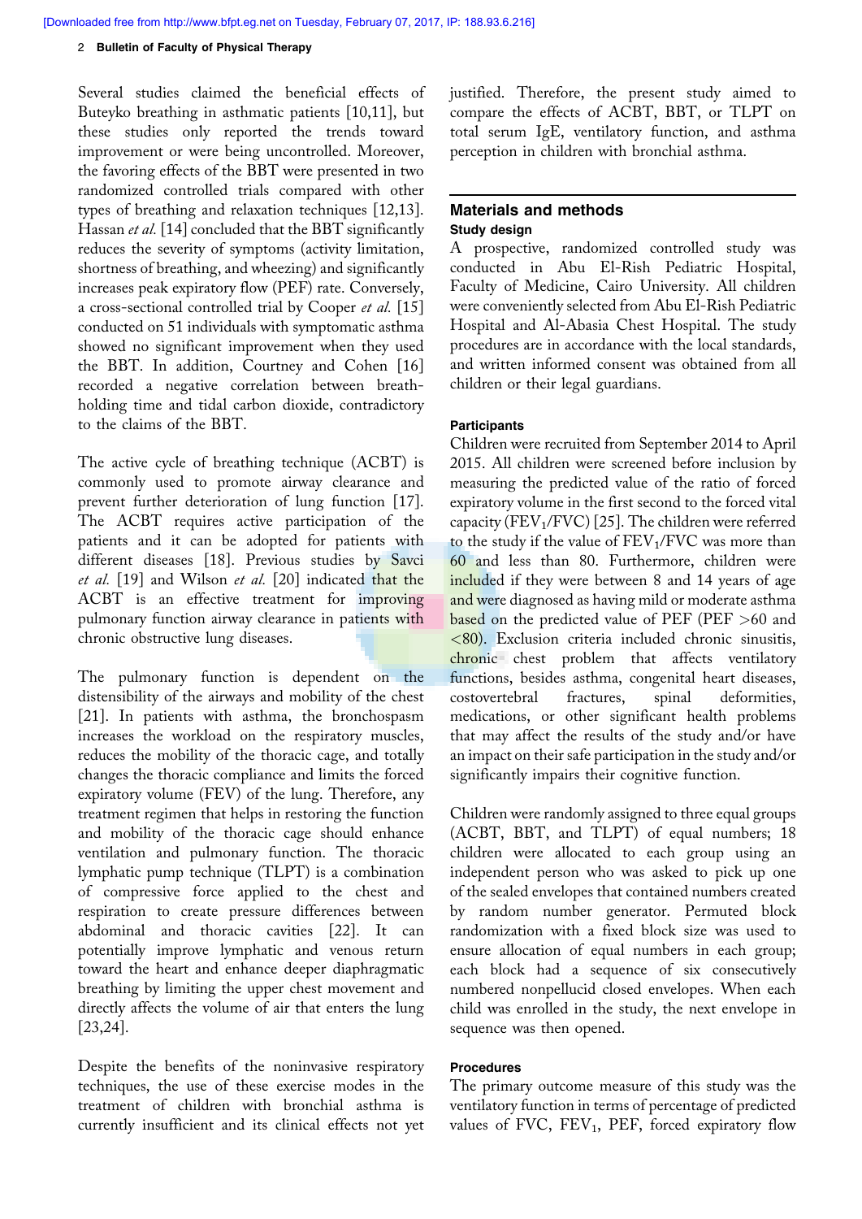Several studies claimed the beneficial effects of Buteyko breathing in asthmatic patients [10,11], but these studies only reported the trends toward improvement or were being uncontrolled. Moreover, the favoring effects of the BBT were presented in two randomized controlled trials compared with other types of breathing and relaxation techniques [12,13]. Hassan *et al.* [14] concluded that the BBT significantly reduces the severity of symptoms (activity limitation, shortness of breathing, and wheezing) and significantly increases peak expiratory flow (PEF) rate. Conversely, a cross-sectional controlled trial by Cooper *et al.* [15] conducted on 51 individuals with symptomatic asthma showed no significant improvement when they used the BBT. In addition, Courtney and Cohen [16] recorded a negative correlation between breath-holding time and tidal carbon dioxide, contradictory to the claims of the BBT.

The active cycle of breathing technique (ACBT) is commonly used to promote airway clearance and prevent further deterioration of lung function [17]. The ACBT requires active participation of the patients and it can be adopted for patients with different diseases [18]. Previous studies by Savci *et al.* [19] and Wilson *et al.* [20] indicated that the ACBT is an effective treatment for improving pulmonary function airway clearance in patients with chronic obstructive lung diseases.

The pulmonary function is dependent on the distensibility of the airways and mobility of the chest [21]. In patients with asthma, the bronchospasm increases the workload on the respiratory muscles, reduces the mobility of the thoracic cage, and totally changes the thoracic compliance and limits the forced expiratory volume (FEV) of the lung. Therefore, any treatment regimen that helps in restoring the function and mobility of the thoracic cage should enhance ventilation and pulmonary function. The thoracic lymphatic pump technique (TLPT) is a combination of compressive force applied to the chest and respiration to create pressure differences between abdominal and thoracic cavities [22]. It can potentially improve lymphatic and venous return toward the heart and enhance deeper diaphragmatic breathing by limiting the upper chest movement and directly affects the volume of air that enters the lung [23,24].

Despite the benefits of the noninvasive respiratory techniques, the use of these exercise modes in the treatment of children with bronchial asthma is currently insufficient and its clinical effects not yet justified. Therefore, the present study aimed to compare the effects of ACBT, BBT, or TLPT on total serum IgE, ventilatory function, and asthma perception in children with bronchial asthma.

## Materials and methods

### Study design

A prospective, randomized controlled study was conducted in Abu El-Rish Pediatric Hospital, Faculty of Medicine, Cairo University. All children were conveniently selected from Abu El-Rish Pediatric Hospital and Al-Abasia Chest Hospital. The study procedures are in accordance with the local standards, and written informed consent was obtained from all children or their legal guardians.

### Participants

Children were recruited from September 2014 to April 2015. All children were screened before inclusion by measuring the predicted value of the ratio of forced expiratory volume in the first second to the forced vital capacity ($FEV_1$/FVC) [25]. The children were referred to the study if the value of $FEV_1$/FVC was more than 60 and less than 80. Furthermore, children were included if they were between 8 and 14 years of age and were diagnosed as having mild or moderate asthma based on the predicted value of PEF (PEF >60 and <80). Exclusion criteria included chronic sinusitis, chronic chest problem that affects ventilatory functions, besides asthma, congenital heart diseases, costovertebral fractures, spinal deformities, medications, or other significant health problems that may affect the results of the study and/or have an impact on their safe participation in the study and/or significantly impairs their cognitive function.

Children were randomly assigned to three equal groups (ACBT, BBT, and TLPT) of equal numbers; 18 children were allocated to each group using an independent person who was asked to pick up one of the sealed envelopes that contained numbers created by random number generator. Permuted block randomization with a fixed block size was used to ensure allocation of equal numbers in each group; each block had a sequence of six consecutively numbered nonpellucid closed envelopes. When each child was enrolled in the study, the next envelope in sequence was then opened.

### Procedures

The primary outcome measure of this study was the ventilatory function in terms of percentage of predicted values of FVC, $FEV_1$, PEF, forced expiratory flow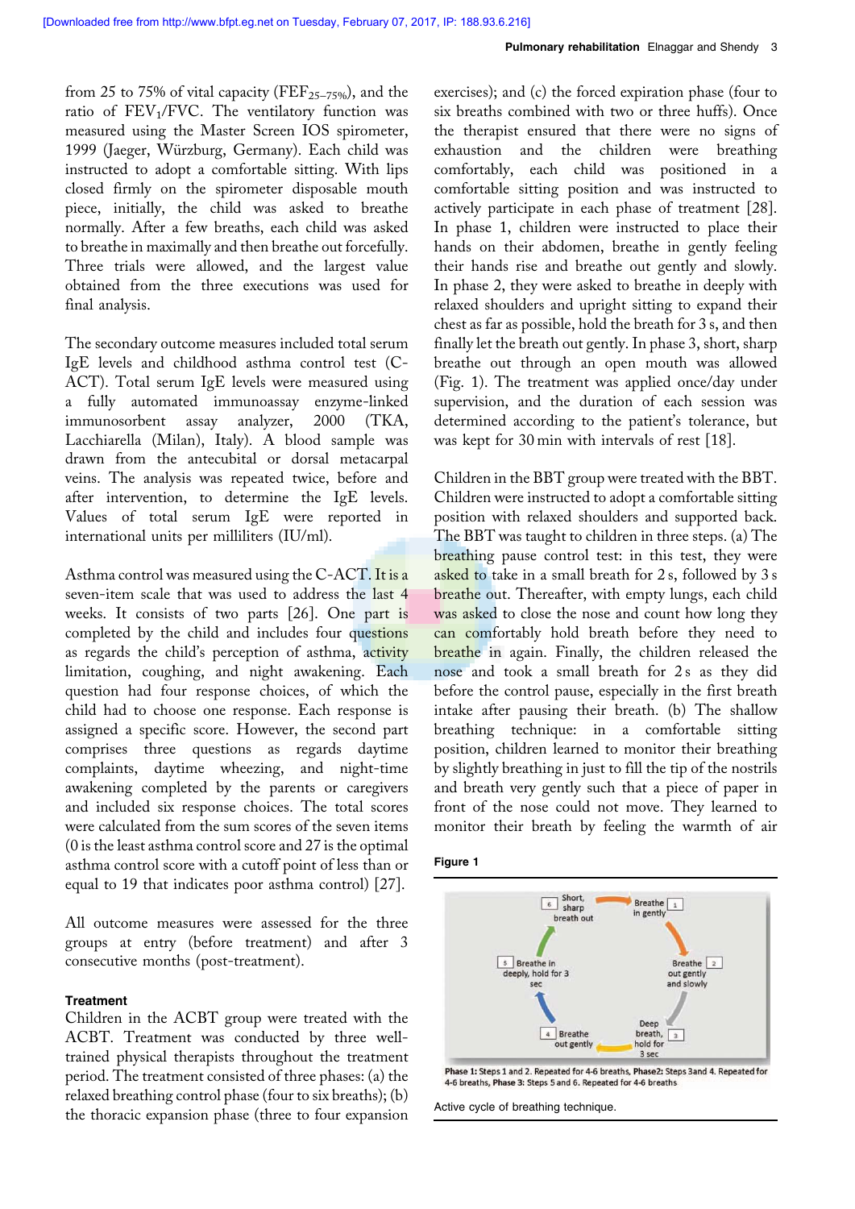from 25 to 75% of vital capacity ($FEF_{25-75\%}$), and the ratio of $FEV_1/FVC$. The ventilatory function was measured using the Master Screen IOS spirometer, 1999 (Jaeger, Würzburg, Germany). Each child was instructed to adopt a comfortable sitting. With lips closed firmly on the spirometer disposable mouth piece, initially, the child was asked to breathe normally. After a few breaths, each child was asked to breathe in maximally and then breathe out forcefully. Three trials were allowed, and the largest value obtained from the three executions was used for final analysis.

The secondary outcome measures included total serum IgE levels and childhood asthma control test (C-ACT). Total serum IgE levels were measured using a fully automated immunoassay enzyme-linked immunosorbent assay analyzer, 2000 (TKA, Lacchiarella (Milan), Italy). A blood sample was drawn from the antecubital or dorsal metacarpal veins. The analysis was repeated twice, before and after intervention, to determine the IgE levels. Values of total serum IgE were reported in international units per milliliters (IU/ml).

Asthma control was measured using the C-ACT. It is a seven-item scale that was used to address the last 4 weeks. It consists of two parts [26]. One part is completed by the child and includes four questions as regards the child's perception of asthma, activity limitation, coughing, and night awakening. Each question had four response choices, of which the child had to choose one response. Each response is assigned a specific score. However, the second part comprises three questions as regards daytime complaints, daytime wheezing, and night-time awakening completed by the parents or caregivers and included six response choices. The total scores were calculated from the sum scores of the seven items (0 is the least asthma control score and 27 is the optimal asthma control score with a cutoff point of less than or equal to 19 that indicates poor asthma control) [27].

All outcome measures were assessed for the three groups at entry (before treatment) and after 3 consecutive months (post-treatment).

### Treatment

Children in the ACBT group were treated with the ACBT. Treatment was conducted by three well-trained physical therapists throughout the treatment period. The treatment consisted of three phases: (a) the relaxed breathing control phase (four to six breaths); (b) the thoracic expansion phase (three to four expansion exercises); and (c) the forced expiration phase (four to six breaths combined with two or three huffs). Once the therapist ensured that there were no signs of exhaustion and the children were breathing comfortably, each child was positioned in a comfortable sitting position and was instructed to actively participate in each phase of treatment [28]. In phase 1, children were instructed to place their hands on their abdomen, breathe in gently feeling their hands rise and breathe out gently and slowly. In phase 2, they were asked to breathe in deeply with relaxed shoulders and upright sitting to expand their chest as far as possible, hold the breath for 3 s, and then finally let the breath out gently. In phase 3, short, sharp breathe out through an open mouth was allowed (Fig. 1). The treatment was applied once/day under supervision, and the duration of each session was determined according to the patient's tolerance, but was kept for 30 min with intervals of rest [18].

Children in the BBT group were treated with the BBT. Children were instructed to adopt a comfortable sitting position with relaxed shoulders and supported back. The BBT was taught to children in three steps. (a) The breathing pause control test: in this test, they were asked to take in a small breath for 2 s, followed by 3 s breathe out. Thereafter, with empty lungs, each child was asked to close the nose and count how long they can comfortably hold breath before they need to breathe in again. Finally, the children released the nose and took a small breath for 2 s as they did before the control pause, especially in the first breath intake after pausing their breath. (b) The shallow breathing technique: in a comfortable sitting position, children learned to monitor their breathing by slightly breathing in just to fill the tip of the nostrils and breath very gently such that a piece of paper in front of the nose could not move. They learned to monitor their breath by feeling the warmth of air

**Figure 1**

1 Breathe in gently → 2 Breathe out gently and slowly → 3 Deep breath, hold for 3 sec → 4 Breathe out gently → 5 Breathe in deeply, hold for 3 sec → 6 Short, sharp breath out

**Phase 1:** Steps 1 and 2. Repeated for 4-6 breaths, **Phase2:** Steps 3and 4. Repeated for 4-6 breaths, **Phase 3:** Steps 5 and 6. Repeated for 4-6 breaths

Active cycle of breathing technique.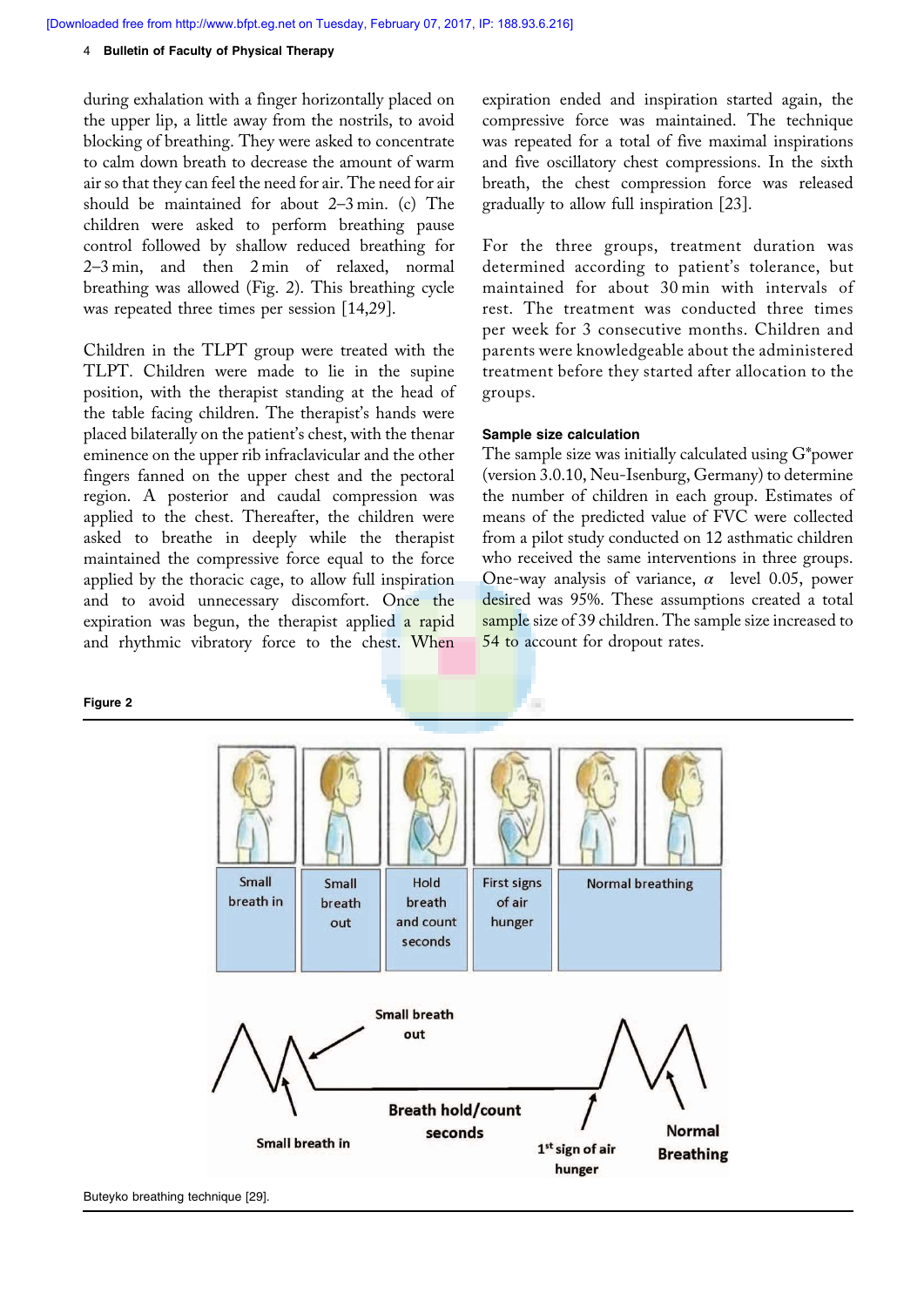during exhalation with a finger horizontally placed on the upper lip, a little away from the nostrils, to avoid blocking of breathing. They were asked to concentrate to calm down breath to decrease the amount of warm air so that they can feel the need for air. The need for air should be maintained for about 2–3 min. (c) The children were asked to perform breathing pause control followed by shallow reduced breathing for 2–3 min, and then 2 min of relaxed, normal breathing was allowed (Fig. 2). This breathing cycle was repeated three times per session [14,29].

Children in the TLPT group were treated with the TLPT. Children were made to lie in the supine position, with the therapist standing at the head of the table facing children. The therapist's hands were placed bilaterally on the patient's chest, with the thenar eminence on the upper rib infraclavicular and the other fingers fanned on the upper chest and the pectoral region. A posterior and caudal compression was applied to the chest. Thereafter, the children were asked to breathe in deeply while the therapist maintained the compressive force equal to the force applied by the thoracic cage, to allow full inspiration and to avoid unnecessary discomfort. Once the expiration was begun, the therapist applied a rapid and rhythmic vibratory force to the chest. When expiration ended and inspiration started again, the compressive force was maintained. The technique was repeated for a total of five maximal inspirations and five oscillatory chest compressions. In the sixth breath, the chest compression force was released gradually to allow full inspiration [23].

For the three groups, treatment duration was determined according to patient's tolerance, but maintained for about 30 min with intervals of rest. The treatment was conducted three times per week for 3 consecutive months. Children and parents were knowledgeable about the administered treatment before they started after allocation to the groups.

### Sample size calculation

The sample size was initially calculated using G*power (version 3.0.10, Neu-Isenburg, Germany) to determine the number of children in each group. Estimates of means of the predicted value of FVC were collected from a pilot study conducted on 12 asthmatic children who received the same interventions in three groups. One-way analysis of variance, $\alpha$ level 0.05, power desired was 95%. These assumptions created a total sample size of 39 children. The sample size increased to 54 to account for dropout rates.

**Figure 2**

Buteyko breathing technique [29].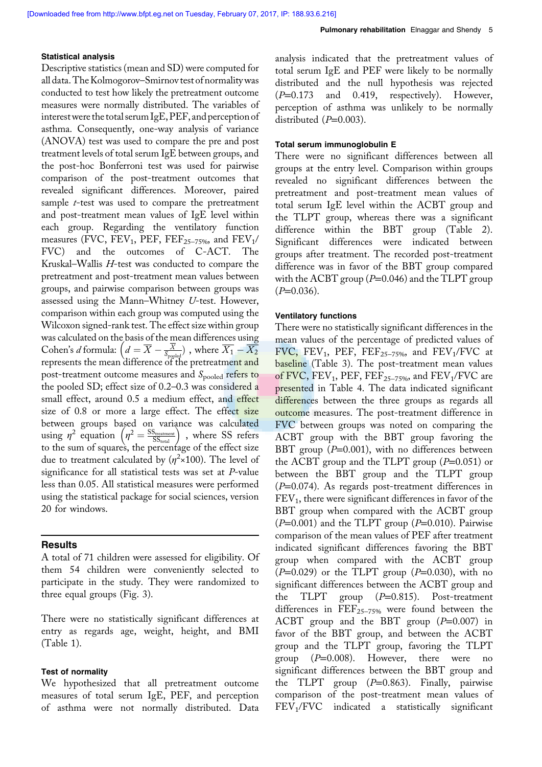### Statistical analysis

Descriptive statistics (mean and SD) were computed for all data. The Kolmogorov–Smirnov test of normality was conducted to test how likely the pretreatment outcome measures were normally distributed. The variables of interest were the total serum IgE, PEF, and perception of asthma. Consequently, one-way analysis of variance (ANOVA) test was used to compare the pre and post treatment levels of total serum IgE between groups, and the post-hoc Bonferroni test was used for pairwise comparison of the post-treatment outcomes that revealed significant differences. Moreover, paired sample *t*-test was used to compare the pretreatment and post-treatment mean values of IgE level within each group. Regarding the ventilatory function measures (FVC, $FEV_1$, PEF, $FEF_{25-75\%}$, and $FEV_1$/FVC) and the outcomes of C-ACT. The Kruskal–Wallis *H*-test was conducted to compare the pretreatment and post-treatment mean values between groups, and pairwise comparison between groups was assessed using the Mann–Whitney *U*-test. However, comparison within each group was computed using the Wilcoxon signed-rank test. The effect size within group was calculated on the basis of the mean differences using Cohen's *d* formula: $\left(d = \overline{X} - \frac{\overline{X}}{S_{\text{pooled}}}\right)$ , where $\overline{X_1} - \overline{X_2}$ represents the mean difference of the pretreatment and post-treatment outcome measures and $S_{\text{pooled}}$ refers to the pooled SD; effect size of 0.2–0.3 was considered a small effect, around 0.5 a medium effect, and effect size of 0.8 or more a large effect. The effect size between groups based on variance was calculated using $\eta^2$ equation $\left(\eta^2 = \frac{SS_{\text{treatment}}}{SS_{\text{total}}}\right)$ , where SS refers to the sum of squares, the percentage of the effect size due to treatment calculated by ($\eta^2 \times 100$). The level of significance for all statistical tests was set at *P*-value less than 0.05. All statistical measures were performed using the statistical package for social sciences, version 20 for windows.

## Results

A total of 71 children were assessed for eligibility. Of them 54 children were conveniently selected to participate in the study. They were randomized to three equal groups (Fig. 3).

There were no statistically significant differences at entry as regards age, weight, height, and BMI (Table 1).

### Test of normality

We hypothesized that all pretreatment outcome measures of total serum IgE, PEF, and perception of asthma were not normally distributed. Data analysis indicated that the pretreatment values of total serum IgE and PEF were likely to be normally distributed and the null hypothesis was rejected (*P*=0.173 and 0.419, respectively). However, perception of asthma was unlikely to be normally distributed (*P*=0.003).

### Total serum immunoglobulin E

There were no significant differences between all groups at the entry level. Comparison within groups revealed no significant differences between the pretreatment and post-treatment mean values of total serum IgE level within the ACBT group and the TLPT group, whereas there was a significant difference within the BBT group (Table 2). Significant differences were indicated between groups after treatment. The recorded post-treatment difference was in favor of the BBT group compared with the ACBT group (*P*=0.046) and the TLPT group (*P*=0.036).

### Ventilatory functions

There were no statistically significant differences in the mean values of the percentage of predicted values of FVC, $FEV_1$, PEF, $FEF_{25-75\%}$, and $FEV_1$/FVC at baseline (Table 3). The post-treatment mean values of FVC, $FEV_1$, PEF, $FEF_{25-75\%}$, and $FEV_1$/FVC are presented in Table 4. The data indicated significant differences between the three groups as regards all outcome measures. The post-treatment difference in FVC between groups was noted on comparing the ACBT group with the BBT group favoring the BBT group (*P*=0.001), with no differences between the ACBT group and the TLPT group (*P*=0.051) or between the BBT group and the TLPT group (*P*=0.074). As regards post-treatment differences in $FEV_1$, there were significant differences in favor of the BBT group when compared with the ACBT group (*P*=0.001) and the TLPT group (*P*=0.010). Pairwise comparison of the mean values of PEF after treatment indicated significant differences favoring the BBT group when compared with the ACBT group (*P*=0.029) or the TLPT group (*P*=0.030), with no significant differences between the ACBT group and the TLPT group (*P*=0.815). Post-treatment differences in $FEF_{25-75\%}$ were found between the ACBT group and the BBT group (*P*=0.007) in favor of the BBT group, and between the ACBT group and the TLPT group, favoring the TLPT group (*P*=0.008). However, there were no significant differences between the BBT group and the TLPT group (*P*=0.863). Finally, pairwise comparison of the post-treatment mean values of $FEV_1$/FVC indicated a statistically significant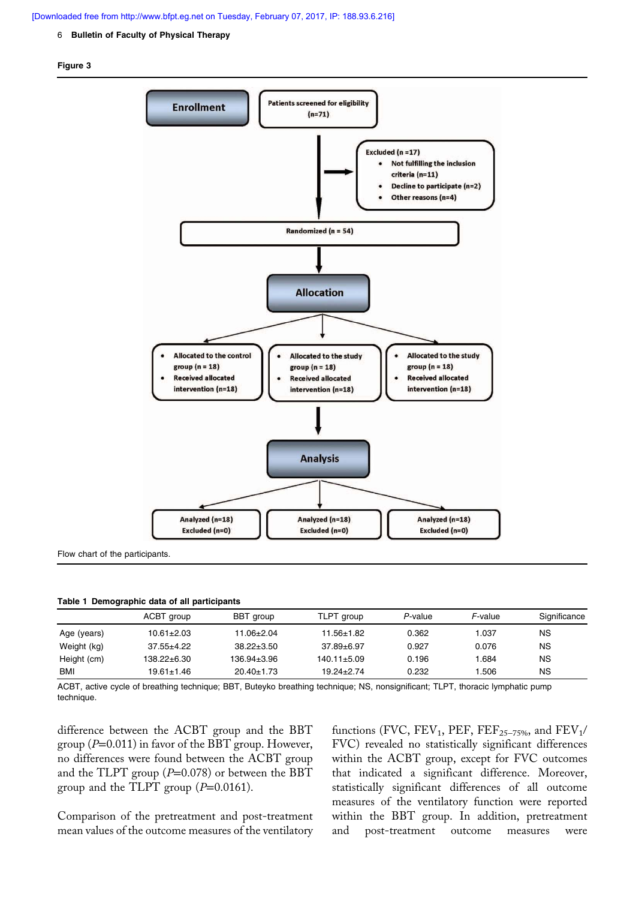**Figure 3**

Enrollment

Patients screened for eligibility (n=71)

Excluded (n =17)
- Not fulfilling the inclusion criteria (n=11)
- Decline to participate (n=2)
- Other reasons (n=4)

Randomized (n = 54)

Allocation

- Allocated to the control group (n = 18)
- Received allocated intervention (n=18)

- Allocated to the study group (n = 18)
- Received allocated intervention (n=18)

- Allocated to the study group (n = 18)
- Received allocated intervention (n=18)

Analysis

Analyzed (n=18)
Excluded (n=0)

Analyzed (n=18)
Excluded (n=0)

Analyzed (n=18)
Excluded (n=0)

Flow chart of the participants.

**Table 1 Demographic data of all participants**

| | ACBT group | BBT group | TLPT group | *P*-value | *F*-value | Significance |
|---|---|---|---|---|---|---|
| Age (years) | 10.61±2.03 | 11.06±2.04 | 11.56±1.82 | 0.362 | 1.037 | NS |
| Weight (kg) | 37.55±4.22 | 38.22±3.50 | 37.89±6.97 | 0.927 | 0.076 | NS |
| Height (cm) | 138.22±6.30 | 136.94±3.96 | 140.11±5.09 | 0.196 | 1.684 | NS |
| BMI | 19.61±1.46 | 20.40±1.73 | 19.24±2.74 | 0.232 | 1.506 | NS |

ACBT, active cycle of breathing technique; BBT, Buteyko breathing technique; NS, nonsignificant; TLPT, thoracic lymphatic pump technique.

difference between the ACBT group and the BBT group ($P$=0.011) in favor of the BBT group. However, no differences were found between the ACBT group and the TLPT group ($P$=0.078) or between the BBT group and the TLPT group ($P$=0.0161).

Comparison of the pretreatment and post-treatment mean values of the outcome measures of the ventilatory functions (FVC, $FEV_1$, PEF, $FEF_{25–75\%}$, and $FEV_1$/FVC) revealed no statistically significant differences within the ACBT group, except for FVC outcomes that indicated a significant difference. Moreover, statistically significant differences of all outcome measures of the ventilatory function were reported within the BBT group. In addition, pretreatment and post-treatment outcome measures were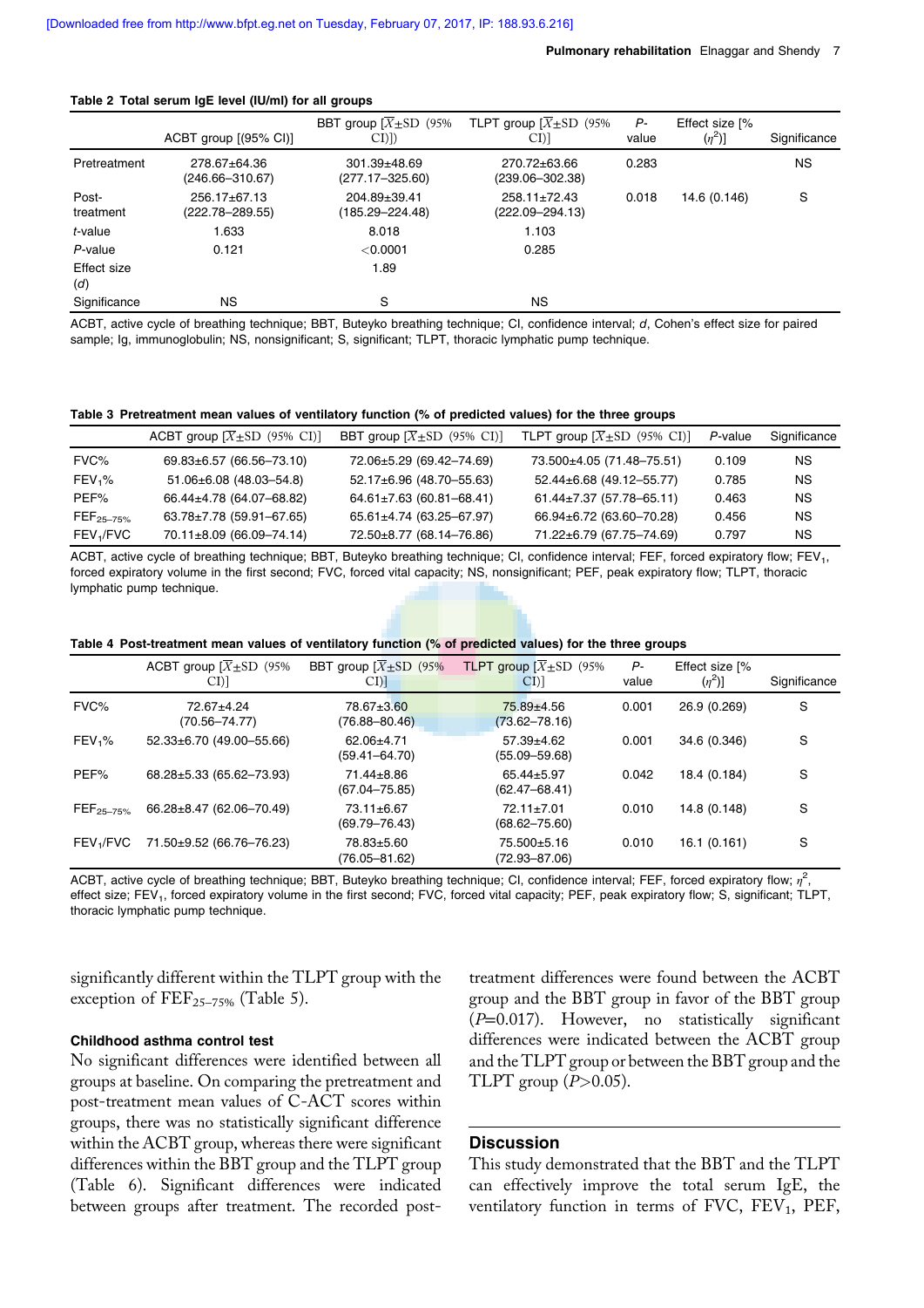**Table 2 Total serum IgE level (IU/ml) for all groups**

| | ACBT group [(95% CI)] | BBT group [$\overline{X}$±SD (95% CI])] | TLPT group [$\overline{X}$±SD (95% CI)] | *P*-value | Effect size [% ($\eta^2$)] | Significance |
|---|---|---|---|---|---|---|
| Pretreatment | 278.67±64.36 (246.66–310.67) | 301.39±48.69 (277.17–325.60) | 270.72±63.66 (239.06–302.38) | 0.283 | | NS |
| Post-treatment | 256.17±67.13 (222.78–289.55) | 204.89±39.41 (185.29–224.48) | 258.11±72.43 (222.09–294.13) | 0.018 | 14.6 (0.146) | S |
| *t*-value | 1.633 | 8.018 | 1.103 | | | |
| *P*-value | 0.121 | <0.0001 | 0.285 | | | |
| Effect size (*d*) | | 1.89 | | | | |
| Significance | NS | S | NS | | | |

ACBT, active cycle of breathing technique; BBT, Buteyko breathing technique; CI, confidence interval; *d*, Cohen's effect size for paired sample; Ig, immunoglobulin; NS, nonsignificant; S, significant; TLPT, thoracic lymphatic pump technique.

**Table 3 Pretreatment mean values of ventilatory function (% of predicted values) for the three groups**

| | ACBT group [$\overline{X}$±SD (95% CI)] | BBT group [$\overline{X}$±SD (95% CI)] | TLPT group [$\overline{X}$±SD (95% CI)] | *P*-value | Significance |
|---|---|---|---|---|---|
| FVC% | 69.83±6.57 (66.56–73.10) | 72.06±5.29 (69.42–74.69) | 73.500±4.05 (71.48–75.51) | 0.109 | NS |
| $FEV_1$% | 51.06±6.08 (48.03–54.8) | 52.17±6.96 (48.70–55.63) | 52.44±6.68 (49.12–55.77) | 0.785 | NS |
| PEF% | 66.44±4.78 (64.07–68.82) | 64.61±7.63 (60.81–68.41) | 61.44±7.37 (57.78–65.11) | 0.463 | NS |
| $FEF_{25–75\%}$ | 63.78±7.78 (59.91–67.65) | 65.61±4.74 (63.25–67.97) | 66.94±6.72 (63.60–70.28) | 0.456 | NS |
| $FEV_1$/FVC | 70.11±8.09 (66.09–74.14) | 72.50±8.77 (68.14–76.86) | 71.22±6.79 (67.75–74.69) | 0.797 | NS |

ACBT, active cycle of breathing technique; BBT, Buteyko breathing technique; CI, confidence interval; FEF, forced expiratory flow; $FEV_1$, forced expiratory volume in the first second; FVC, forced vital capacity; NS, nonsignificant; PEF, peak expiratory flow; TLPT, thoracic lymphatic pump technique.

**Table 4 Post-treatment mean values of ventilatory function (% of predicted values) for the three groups**

| | ACBT group [$\overline{X}$±SD (95% CI)] | BBT group [$\overline{X}$±SD (95% CI)] | TLPT group [$\overline{X}$±SD (95% CI)] | *P*-value | Effect size [% ($\eta^2$)] | Significance |
|---|---|---|---|---|---|---|
| FVC% | 72.67±4.24 (70.56–74.77) | 78.67±3.60 (76.88–80.46) | 75.89±4.56 (73.62–78.16) | 0.001 | 26.9 (0.269) | S |
| $FEV_1$% | 52.33±6.70 (49.00–55.66) | 62.06±4.71 (59.41–64.70) | 57.39±4.62 (55.09–59.68) | 0.001 | 34.6 (0.346) | S |
| PEF% | 68.28±5.33 (65.62–73.93) | 71.44±8.86 (67.04–75.85) | 65.44±5.97 (62.47–68.41) | 0.042 | 18.4 (0.184) | S |
| $FEF_{25–75\%}$ | 66.28±8.47 (62.06–70.49) | 73.11±6.67 (69.79–76.43) | 72.11±7.01 (68.62–75.60) | 0.010 | 14.8 (0.148) | S |
| $FEV_1$/FVC | 71.50±9.52 (66.76–76.23) | 78.83±5.60 (76.05–81.62) | 75.500±5.16 (72.93–87.06) | 0.010 | 16.1 (0.161) | S |

ACBT, active cycle of breathing technique; BBT, Buteyko breathing technique; CI, confidence interval; FEF, forced expiratory flow; $\eta^2$, effect size; $FEV_1$, forced expiratory volume in the first second; FVC, forced vital capacity; PEF, peak expiratory flow; S, significant; TLPT, thoracic lymphatic pump technique.

significantly different within the TLPT group with the exception of $FEF_{25–75\%}$ (Table 5).

#### Childhood asthma control test

No significant differences were identified between all groups at baseline. On comparing the pretreatment and post-treatment mean values of C-ACT scores within groups, there was no statistically significant difference within the ACBT group, whereas there were significant differences within the BBT group and the TLPT group (Table 6). Significant differences were indicated between groups after treatment. The recorded post-treatment differences were found between the ACBT group and the BBT group in favor of the BBT group ($P$=0.017). However, no statistically significant differences were indicated between the ACBT group and the TLPT group or between the BBT group and the TLPT group ($P$>0.05).

## Discussion

This study demonstrated that the BBT and the TLPT can effectively improve the total serum IgE, the ventilatory function in terms of FVC, $FEV_1$, PEF,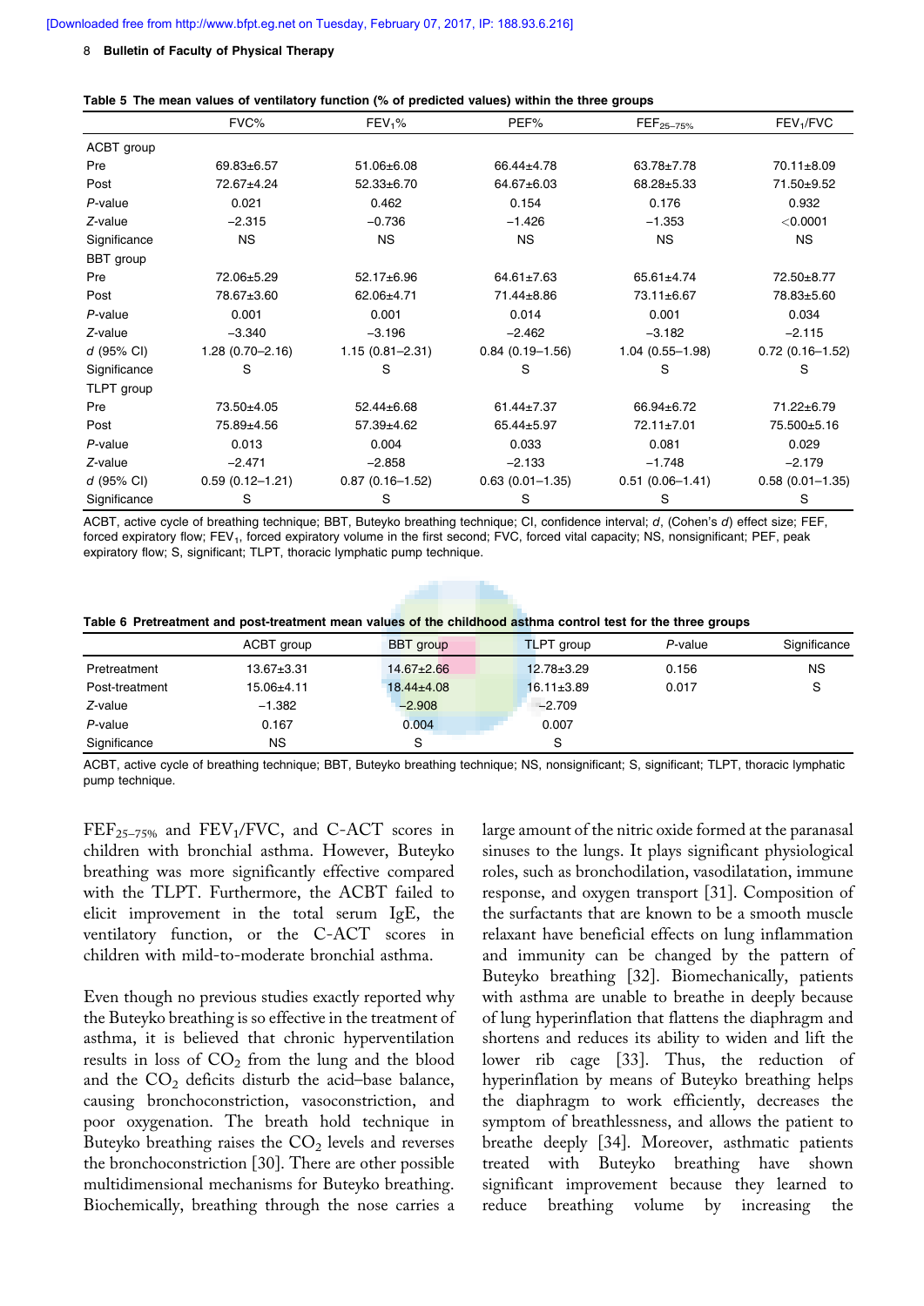**Table 5 The mean values of ventilatory function (% of predicted values) within the three groups**

| | FVC% | $FEV_1$% | PEF% | $FEF_{25-75\%}$ | $FEV_1/FVC$ |
|---|---|---|---|---|---|
| ACBT group | | | | | |
| Pre | 69.83±6.57 | 51.06±6.08 | 66.44±4.78 | 63.78±7.78 | 70.11±8.09 |
| Post | 72.67±4.24 | 52.33±6.70 | 64.67±6.03 | 68.28±5.33 | 71.50±9.52 |
| *P*-value | 0.021 | 0.462 | 0.154 | 0.176 | 0.932 |
| *Z*-value | −2.315 | −0.736 | −1.426 | −1.353 | <0.0001 |
| Significance | NS | NS | NS | NS | NS |
| BBT group | | | | | |
| Pre | 72.06±5.29 | 52.17±6.96 | 64.61±7.63 | 65.61±4.74 | 72.50±8.77 |
| Post | 78.67±3.60 | 62.06±4.71 | 71.44±8.86 | 73.11±6.67 | 78.83±5.60 |
| *P*-value | 0.001 | 0.001 | 0.014 | 0.001 | 0.034 |
| *Z*-value | −3.340 | −3.196 | −2.462 | −3.182 | −2.115 |
| *d* (95% CI) | 1.28 (0.70–2.16) | 1.15 (0.81–2.31) | 0.84 (0.19–1.56) | 1.04 (0.55–1.98) | 0.72 (0.16–1.52) |
| Significance | S | S | S | S | S |
| TLPT group | | | | | |
| Pre | 73.50±4.05 | 52.44±6.68 | 61.44±7.37 | 66.94±6.72 | 71.22±6.79 |
| Post | 75.89±4.56 | 57.39±4.62 | 65.44±5.97 | 72.11±7.01 | 75.500±5.16 |
| *P*-value | 0.013 | 0.004 | 0.033 | 0.081 | 0.029 |
| *Z*-value | −2.471 | −2.858 | −2.133 | −1.748 | −2.179 |
| *d* (95% CI) | 0.59 (0.12–1.21) | 0.87 (0.16–1.52) | 0.63 (0.01–1.35) | 0.51 (0.06–1.41) | 0.58 (0.01–1.35) |
| Significance | S | S | S | S | S |

ACBT, active cycle of breathing technique; BBT, Buteyko breathing technique; CI, confidence interval; *d*, (Cohen's *d*) effect size; FEF, forced expiratory flow; $FEV_1$, forced expiratory volume in the first second; FVC, forced vital capacity; NS, nonsignificant; PEF, peak expiratory flow; S, significant; TLPT, thoracic lymphatic pump technique.

**Table 6 Pretreatment and post-treatment mean values of the childhood asthma control test for the three groups**

| | ACBT group | BBT group | TLPT group | *P*-value | Significance |
|---|---|---|---|---|---|
| Pretreatment | 13.67±3.31 | 14.67±2.66 | 12.78±3.29 | 0.156 | NS |
| Post-treatment | 15.06±4.11 | 18.44±4.08 | 16.11±3.89 | 0.017 | S |
| *Z*-value | −1.382 | −2.908 | −2.709 | | |
| *P*-value | 0.167 | 0.004 | 0.007 | | |
| Significance | NS | S | S | | |

ACBT, active cycle of breathing technique; BBT, Buteyko breathing technique; NS, nonsignificant; S, significant; TLPT, thoracic lymphatic pump technique.

$FEF_{25-75\%}$ and $FEV_1/FVC$, and C-ACT scores in children with bronchial asthma. However, Buteyko breathing was more significantly effective compared with the TLPT. Furthermore, the ACBT failed to elicit improvement in the total serum IgE, the ventilatory function, or the C-ACT scores in children with mild-to-moderate bronchial asthma.

Even though no previous studies exactly reported why the Buteyko breathing is so effective in the treatment of asthma, it is believed that chronic hyperventilation results in loss of $CO_2$ from the lung and the blood and the $CO_2$ deficits disturb the acid–base balance, causing bronchoconstriction, vasoconstriction, and poor oxygenation. The breath hold technique in Buteyko breathing raises the $CO_2$ levels and reverses the bronchoconstriction [30]. There are other possible multidimensional mechanisms for Buteyko breathing. Biochemically, breathing through the nose carries a large amount of the nitric oxide formed at the paranasal sinuses to the lungs. It plays significant physiological roles, such as bronchodilation, vasodilatation, immune response, and oxygen transport [31]. Composition of the surfactants that are known to be a smooth muscle relaxant have beneficial effects on lung inflammation and immunity can be changed by the pattern of Buteyko breathing [32]. Biomechanically, patients with asthma are unable to breathe in deeply because of lung hyperinflation that flattens the diaphragm and shortens and reduces its ability to widen and lift the lower rib cage [33]. Thus, the reduction of hyperinflation by means of Buteyko breathing helps the diaphragm to work efficiently, decreases the symptom of breathlessness, and allows the patient to breathe deeply [34]. Moreover, asthmatic patients treated with Buteyko breathing have shown significant improvement because they learned to reduce breathing volume by increasing the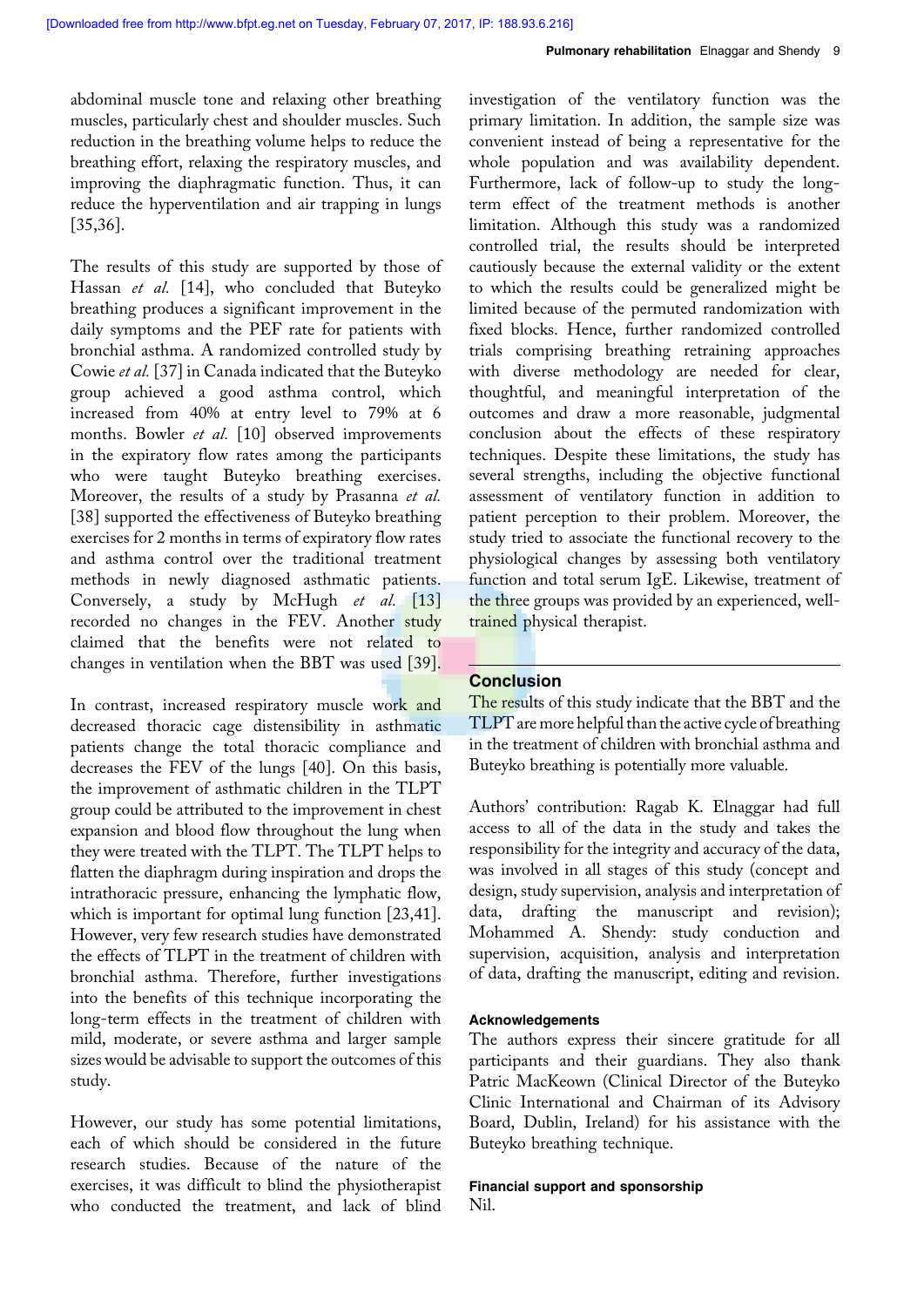abdominal muscle tone and relaxing other breathing muscles, particularly chest and shoulder muscles. Such reduction in the breathing volume helps to reduce the breathing effort, relaxing the respiratory muscles, and improving the diaphragmatic function. Thus, it can reduce the hyperventilation and air trapping in lungs [35,36].

The results of this study are supported by those of Hassan *et al.* [14], who concluded that Buteyko breathing produces a significant improvement in the daily symptoms and the PEF rate for patients with bronchial asthma. A randomized controlled study by Cowie *et al.* [37] in Canada indicated that the Buteyko group achieved a good asthma control, which increased from 40% at entry level to 79% at 6 months. Bowler *et al.* [10] observed improvements in the expiratory flow rates among the participants who were taught Buteyko breathing exercises. Moreover, the results of a study by Prasanna *et al.* [38] supported the effectiveness of Buteyko breathing exercises for 2 months in terms of expiratory flow rates and asthma control over the traditional treatment methods in newly diagnosed asthmatic patients. Conversely, a study by McHugh *et al.* [13] recorded no changes in the FEV. Another study claimed that the benefits were not related to changes in ventilation when the BBT was used [39].

In contrast, increased respiratory muscle work and decreased thoracic cage distensibility in asthmatic patients change the total thoracic compliance and decreases the FEV of the lungs [40]. On this basis, the improvement of asthmatic children in the TLPT group could be attributed to the improvement in chest expansion and blood flow throughout the lung when they were treated with the TLPT. The TLPT helps to flatten the diaphragm during inspiration and drops the intrathoracic pressure, enhancing the lymphatic flow, which is important for optimal lung function [23,41]. However, very few research studies have demonstrated the effects of TLPT in the treatment of children with bronchial asthma. Therefore, further investigations into the benefits of this technique incorporating the long-term effects in the treatment of children with mild, moderate, or severe asthma and larger sample sizes would be advisable to support the outcomes of this study.

However, our study has some potential limitations, each of which should be considered in the future research studies. Because of the nature of the exercises, it was difficult to blind the physiotherapist who conducted the treatment, and lack of blind investigation of the ventilatory function was the primary limitation. In addition, the sample size was convenient instead of being a representative for the whole population and was availability dependent. Furthermore, lack of follow-up to study the long-term effect of the treatment methods is another limitation. Although this study was a randomized controlled trial, the results should be interpreted cautiously because the external validity or the extent to which the results could be generalized might be limited because of the permuted randomization with fixed blocks. Hence, further randomized controlled trials comprising breathing retraining approaches with diverse methodology are needed for clear, thoughtful, and meaningful interpretation of the outcomes and draw a more reasonable, judgmental conclusion about the effects of these respiratory techniques. Despite these limitations, the study has several strengths, including the objective functional assessment of ventilatory function in addition to patient perception to their problem. Moreover, the study tried to associate the functional recovery to the physiological changes by assessing both ventilatory function and total serum IgE. Likewise, treatment of the three groups was provided by an experienced, well-trained physical therapist.

## Conclusion

The results of this study indicate that the BBT and the TLPT are more helpful than the active cycle of breathing in the treatment of children with bronchial asthma and Buteyko breathing is potentially more valuable.

Authors' contribution: Ragab K. Elnaggar had full access to all of the data in the study and takes the responsibility for the integrity and accuracy of the data, was involved in all stages of this study (concept and design, study supervision, analysis and interpretation of data, drafting the manuscript and revision); Mohammed A. Shendy: study conduction and supervision, acquisition, analysis and interpretation of data, drafting the manuscript, editing and revision.

### Acknowledgements

The authors express their sincere gratitude for all participants and their guardians. They also thank Patric MacKeown (Clinical Director of the Buteyko Clinic International and Chairman of its Advisory Board, Dublin, Ireland) for his assistance with the Buteyko breathing technique.

### Financial support and sponsorship

Nil.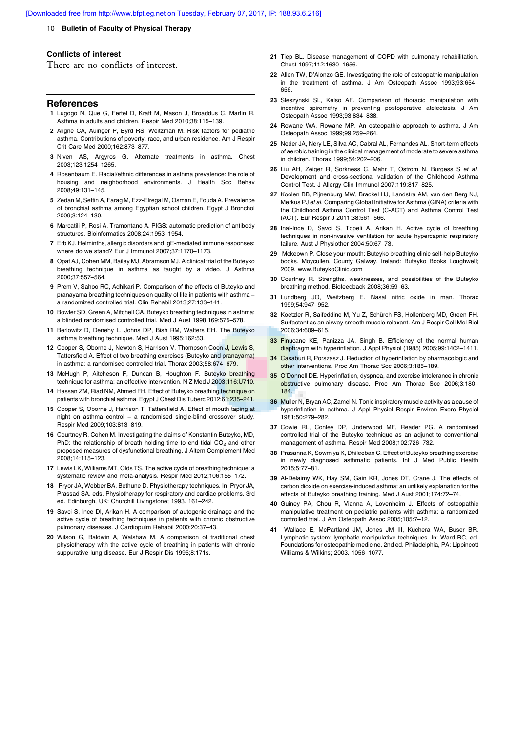## Conflicts of interest

There are no conflicts of interest.

## References

1. Lugogo N, Que G, Fertel D, Kraft M, Mason J, Broaddus C, Martin R. Asthma in adults and children. Respir Med 2010;38:115–139.
2. Aligne CA, Auinger P, Byrd RS, Weitzman M. Risk factors for pediatric asthma. Contributions of poverty, race, and urban residence. Am J Respir Crit Care Med 2000;162:873–877.
3. Niven AS, Argyros G. Alternate treatments in asthma. Chest 2003;123:1254–1265.
4. Rosenbaum E. Racial/ethnic differences in asthma prevalence: the role of housing and neighborhood environments. J Health Soc Behav 2008;49:131–145.
5. Zedan M, Settin A, Farag M, Ezz-Elregal M, Osman E, Fouda A. Prevalence of bronchial asthma among Egyptian school children. Egypt J Bronchol 2009;3:124–130.
6. Marcatili P, Rosi A, Tramontano A. PIGS: automatic prediction of antibody structures. Bioinformatics 2008;24:1953–1954.
7. Erb KJ. Helminths, allergic disorders and IgE-mediated immune responses: where do we stand? Eur J Immunol 2007;37:1170–1173.
8. Opat AJ, Cohen MM, Bailey MJ, Abramson MJ. A clinical trial of the Buteyko breathing technique in asthma as taught by a video. J Asthma 2000;37:557–564.
9. Prem V, Sahoo RC, Adhikari P. Comparison of the effects of Buteyko and pranayama breathing techniques on quality of life in patients with asthma – a randomized controlled trial. Clin Rehabil 2013;27:133–141.
10. Bowler SD, Green A, Mitchell CA. Buteyko breathing techniques in asthma: a blinded randomised controlled trial. Med J Aust 1998;169:575–578.
11. Berlowitz D, Denehy L, Johns DP, Bish RM, Walters EH. The Buteyko asthma breathing technique. Med J Aust 1995;162:53.
12. Cooper S, Oborne J, Newton S, Harrison V, Thompson Coon J, Lewis S, Tattersfield A. Effect of two breathing exercises (Buteyko and pranayama) in asthma: a randomised controlled trial. Thorax 2003;58:674–679.
13. McHugh P, Aitcheson F, Duncan B, Houghton F. Buteyko breathing technique for asthma: an effective intervention. N Z Med J 2003;116:U710.
14. Hassan ZM, Riad NM, Ahmed FH. Effect of Buteyko breathing technique on patients with bronchial asthma. Egypt J Chest Dis Tuberc 2012;61:235–241.
15. Cooper S, Oborne J, Harrison T, Tattersfield A. Effect of mouth taping at night on asthma control – a randomised single-blind crossover study. Respir Med 2009;103:813–819.
16. Courtney R, Cohen M. Investigating the claims of Konstantin Buteyko, MD, PhD: the relationship of breath holding time to end tidal $CO_2$ and other proposed measures of dysfunctional breathing. J Altern Complement Med 2008;14:115–123.
17. Lewis LK, Williams MT, Olds TS. The active cycle of breathing technique: a systematic review and meta-analysis. Respir Med 2012;106:155–172.
18. Pryor JA, Webber BA, Bethune D. Physiotherapy techniques. In: Pryor JA, Prassad SA, eds. Physiotherapy for respiratory and cardiac problems. 3rd ed. Edinburgh, UK: Churchill Livingstone; 1993. 161–242.
19. Savci S, Ince DI, Arikan H. A comparison of autogenic drainage and the active cycle of breathing techniques in patients with chronic obstructive pulmonary diseases. J Cardiopulm Rehabil 2000;20:37–43.
20. Wilson G, Baldwin A, Walshaw M. A comparison of traditional chest physiotherapy with the active cycle of breathing in patients with chronic suppurative lung disease. Eur J Respir Dis 1995;8:171s.
21. Tiep BL. Disease management of COPD with pulmonary rehabilitation. Chest 1997;112:1630–1656.
22. Allen TW, D'Alonzo GE. Investigating the role of osteopathic manipulation in the treatment of asthma. J Am Osteopath Assoc 1993;93:654–656.
23. Sleszynski SL, Kelso AF. Comparison of thoracic manipulation with incentive spirometry in preventing postoperative atelectasis. J Am Osteopath Assoc 1993;93:834–838.
24. Rowane WA, Rowane MP. An osteopathic approach to asthma. J Am Osteopath Assoc 1999;99:259–264.
25. Neder JA, Nery LE, Silva AC, Cabral AL, Fernandes AL. Short-term effects of aerobic training in the clinical management of moderate to severe asthma in children. Thorax 1999;54:202–206.
26. Liu AH, Zeiger R, Sorkness C, Mahr T, Ostrom N, Burgess S *et al.* Development and cross-sectional validation of the Childhood Asthma Control Test. J Allergy Clin Immunol 2007;119:817–825.
27. Koolen BB, Pijnenburg MW, Brackel HJ, Landstra AM, van den Berg NJ, Merkus PJ *et al.* Comparing Global Initiative for Asthma (GINA) criteria with the Childhood Asthma Control Test (C-ACT) and Asthma Control Test (ACT). Eur Respir J 2011;38:561–566.
28. Inal-Ince D, Savci S, Topeli A, Arikan H. Active cycle of breathing techniques in non-invasive ventilation for acute hypercapnic respiratory failure. Aust J Physiother 2004;50:67–73.
29. Mckeown P. Close your mouth: Buteyko breathing clinic self-help Buteyko books. Moycullen, County Galway, Ireland: Buteyko Books Loughwell; 2009. www.ButeykoClinic.com
30. Courtney R. Strengths, weaknesses, and possibilities of the Buteyko breathing method. Biofeedback 2008;36:59–63.
31. Lundberg JO, Weitzberg E. Nasal nitric oxide in man. Thorax 1999;54:947–952.
32. Koetzler R, Saifeddine M, Yu Z, Schürch FS, Hollenberg MD, Green FH. Surfactant as an airway smooth muscle relaxant. Am J Respir Cell Mol Biol 2006;34:609–615.
33. Finucane KE, Panizza JA, Singh B. Efficiency of the normal human diaphragm with hyperinflation. J Appl Physiol (1985) 2005;99:1402–1411.
34. Casaburi R, Porszasz J. Reduction of hyperinflation by pharmacologic and other interventions. Proc Am Thorac Soc 2006;3:185–189.
35. O'Donnell DE. Hyperinflation, dyspnea, and exercise intolerance in chronic obstructive pulmonary disease. Proc Am Thorac Soc 2006;3:180–184.
36. Muller N, Bryan AC, Zamel N. Tonic inspiratory muscle activity as a cause of hyperinflation in asthma. J Appl Physiol Respir Environ Exerc Physiol 1981;50:279–282.
37. Cowie RL, Conley DP, Underwood MF, Reader PG. A randomised controlled trial of the Buteyko technique as an adjunct to conventional management of asthma. Respir Med 2008;102:726–732.
38. Prasanna K, Sowmiya K, Dhileeban C. Effect of Buteyko breathing exercise in newly diagnosed asthmatic patients. Int J Med Public Health 2015;5:77–81.
39. Al-Delaimy WK, Hay SM, Gain KR, Jones DT, Crane J. The effects of carbon dioxide on exercise-induced asthma: an unlikely explanation for the effects of Buteyko breathing training. Med J Aust 2001;174:72–74.
40. Guiney PA, Chou R, Vianna A, Lovenheim J. Effects of osteopathic manipulative treatment on pediatric patients with asthma: a randomized controlled trial. J Am Osteopath Assoc 2005;105:7–12.
41. Wallace E, McPartland JM, Jones JM III, Kuchera WA, Buser BR. Lymphatic system: lymphatic manipulative techniques. In: Ward RC, ed. Foundations for osteopathic medicine. 2nd ed. Philadelphia, PA: Lippincott Williams & Wilkins; 2003. 1056–1077.